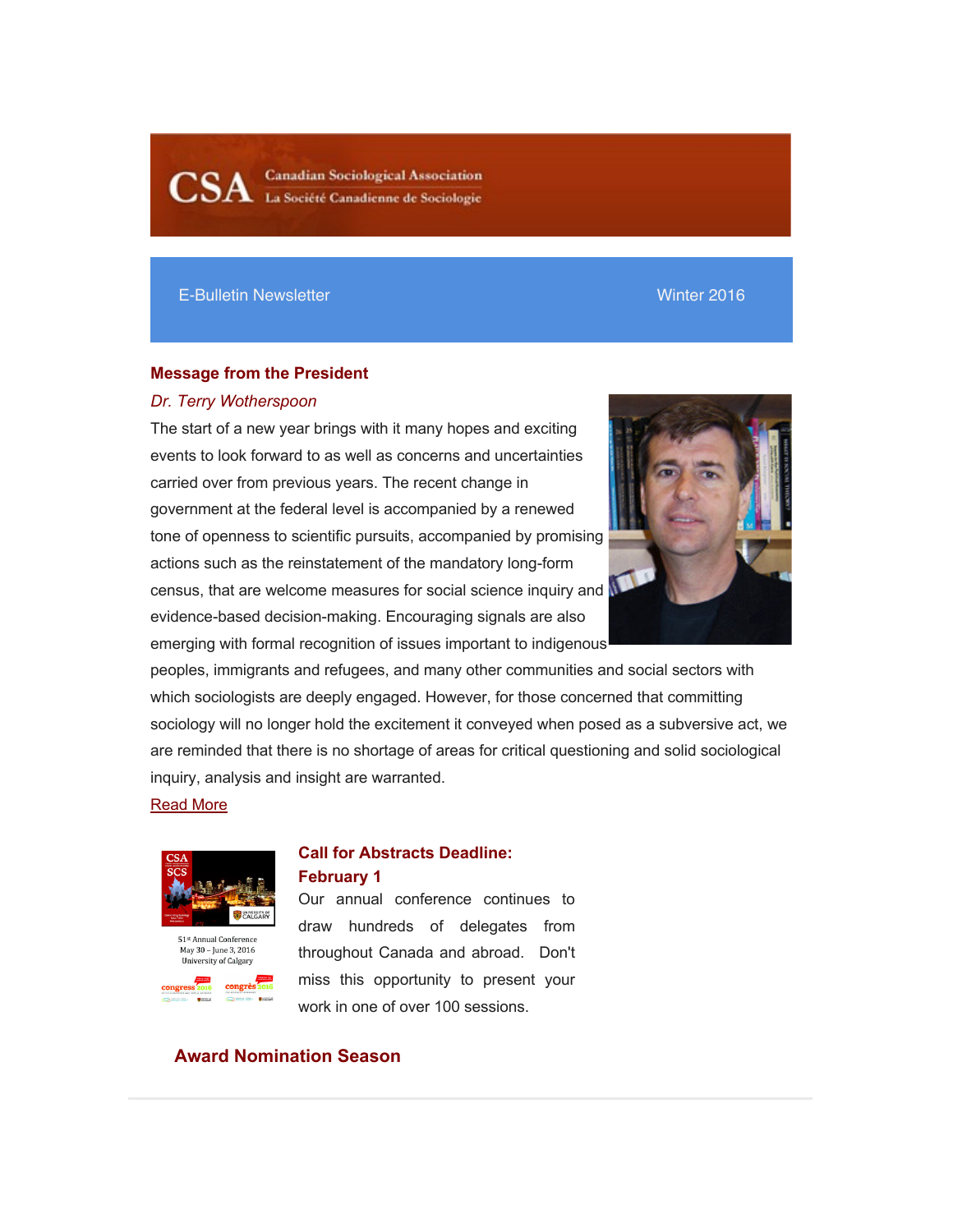CSA Canadian Sociological Association
La Société Canadienne de Sociologie

E-Bulletin Newsletter — Winter 2016

## Message from the President

*Dr. Terry Wotherspoon*

The start of a new year brings with it many hopes and exciting events to look forward to as well as concerns and uncertainties carried over from previous years. The recent change in government at the federal level is accompanied by a renewed tone of openness to scientific pursuits, accompanied by promising actions such as the reinstatement of the mandatory long-form census, that are welcome measures for social science inquiry and evidence-based decision-making. Encouraging signals are also emerging with formal recognition of issues important to indigenous peoples, immigrants and refugees, and many other communities and social sectors with which sociologists are deeply engaged. However, for those concerned that committing sociology will no longer hold the excitement it conveyed when posed as a subversive act, we are reminded that there is no shortage of areas for critical questioning and solid sociological inquiry, analysis and insight are warranted.

Read More

CSA SCS

51st Annual Conference
May 30 – June 3, 2016
University of Calgary

## Call for Abstracts Deadline: February 1

Our annual conference continues to draw hundreds of delegates from throughout Canada and abroad. Don't miss this opportunity to present your work in one of over 100 sessions.

## Award Nomination Season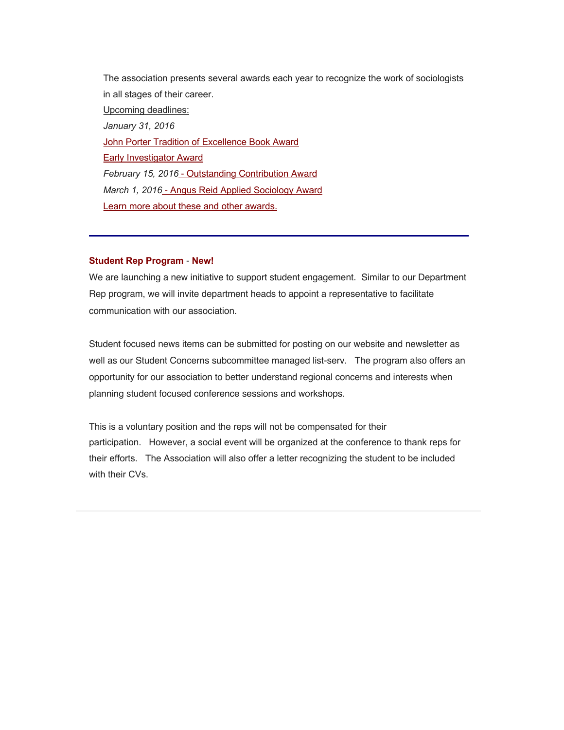The association presents several awards each year to recognize the work of sociologists in all stages of their career.

Upcoming deadlines:

*January 31, 2016*

John Porter Tradition of Excellence Book Award

Early Investigator Award

*February 15, 2016* - Outstanding Contribution Award

*March 1, 2016* - Angus Reid Applied Sociology Award

Learn more about these and other awards.

---

**Student Rep Program** - **New!**

We are launching a new initiative to support student engagement. Similar to our Department Rep program, we will invite department heads to appoint a representative to facilitate communication with our association.

Student focused news items can be submitted for posting on our website and newsletter as well as our Student Concerns subcommittee managed list-serv. The program also offers an opportunity for our association to better understand regional concerns and interests when planning student focused conference sessions and workshops.

This is a voluntary position and the reps will not be compensated for their participation. However, a social event will be organized at the conference to thank reps for their efforts. The Association will also offer a letter recognizing the student to be included with their CVs.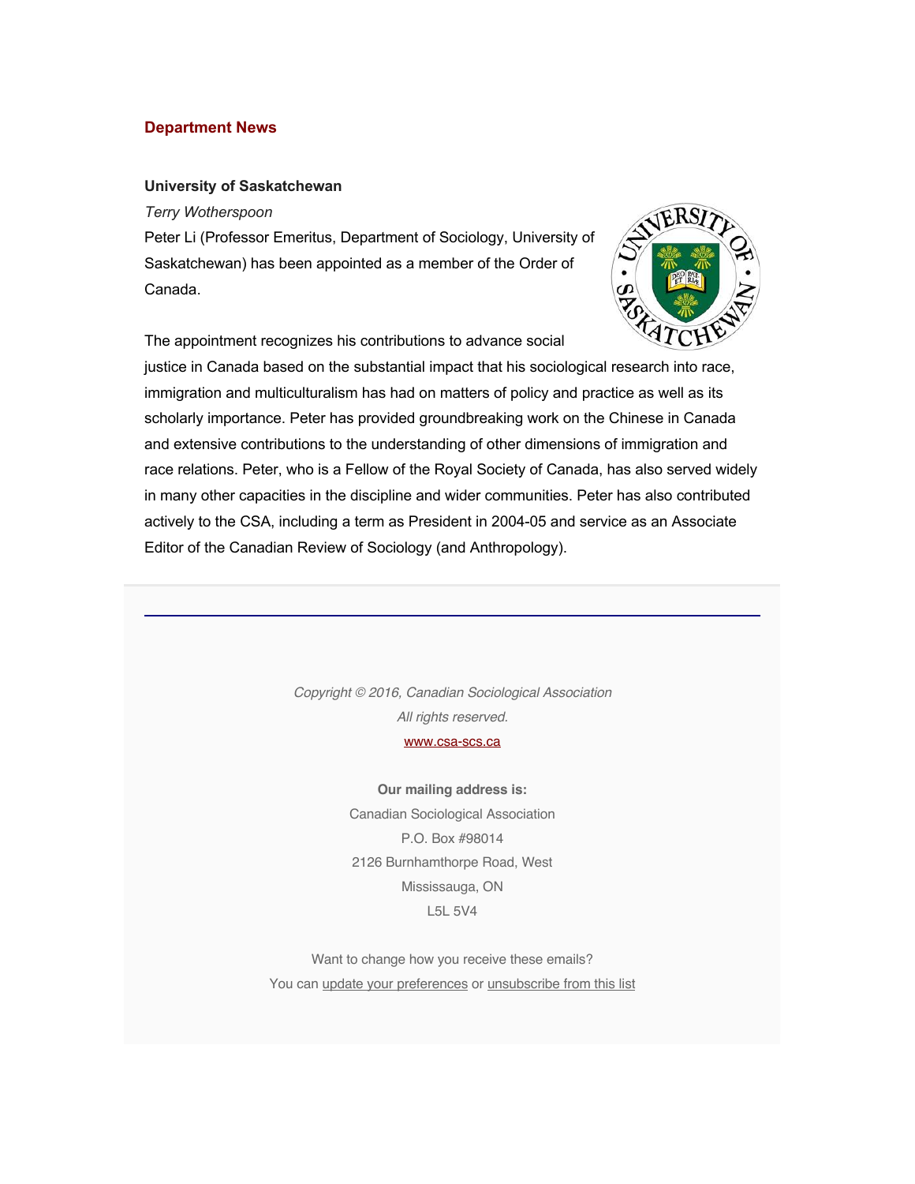## Department News

**University of Saskatchewan**

*Terry Wotherspoon*

Peter Li (Professor Emeritus, Department of Sociology, University of Saskatchewan) has been appointed as a member of the Order of Canada.

The appointment recognizes his contributions to advance social justice in Canada based on the substantial impact that his sociological research into race, immigration and multiculturalism has had on matters of policy and practice as well as its scholarly importance. Peter has provided groundbreaking work on the Chinese in Canada and extensive contributions to the understanding of other dimensions of immigration and race relations. Peter, who is a Fellow of the Royal Society of Canada, has also served widely in many other capacities in the discipline and wider communities. Peter has also contributed actively to the CSA, including a term as President in 2004-05 and service as an Associate Editor of the Canadian Review of Sociology (and Anthropology).

---

*Copyright © 2016, Canadian Sociological Association*
*All rights reserved.*
www.csa-scs.ca

**Our mailing address is:**
Canadian Sociological Association
P.O. Box #98014
2126 Burnhamthorpe Road, West
Mississauga, ON
L5L 5V4

Want to change how you receive these emails?
You can update your preferences or unsubscribe from this list